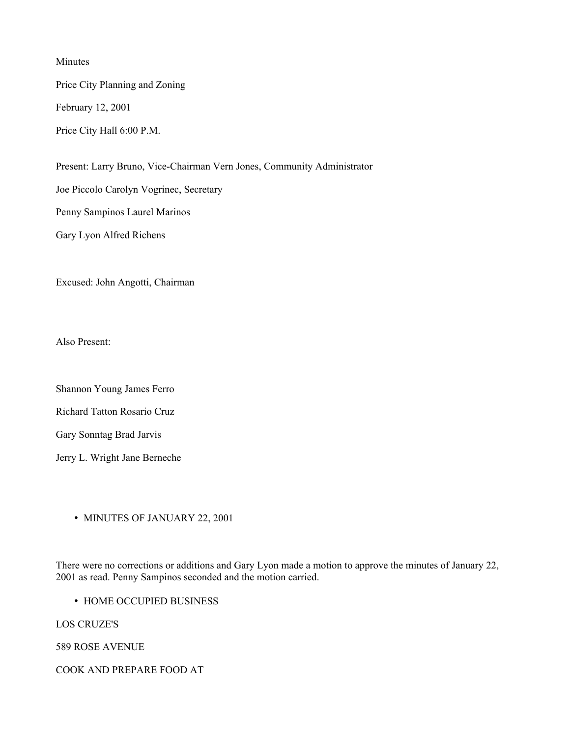Minutes

Price City Planning and Zoning

February 12, 2001

Price City Hall 6:00 P.M.

Present: Larry Bruno, Vice-Chairman Vern Jones, Community Administrator

Joe Piccolo Carolyn Vogrinec, Secretary

Penny Sampinos Laurel Marinos

Gary Lyon Alfred Richens

Excused: John Angotti, Chairman

Also Present:

Shannon Young James Ferro

Richard Tatton Rosario Cruz

Gary Sonntag Brad Jarvis

Jerry L. Wright Jane Berneche

- MINUTES OF JANUARY 22, 2001

There were no corrections or additions and Gary Lyon made a motion to approve the minutes of January 22, 2001 as read. Penny Sampinos seconded and the motion carried.

- HOME OCCUPIED BUSINESS

LOS CRUZE'S

589 ROSE AVENUE

COOK AND PREPARE FOOD AT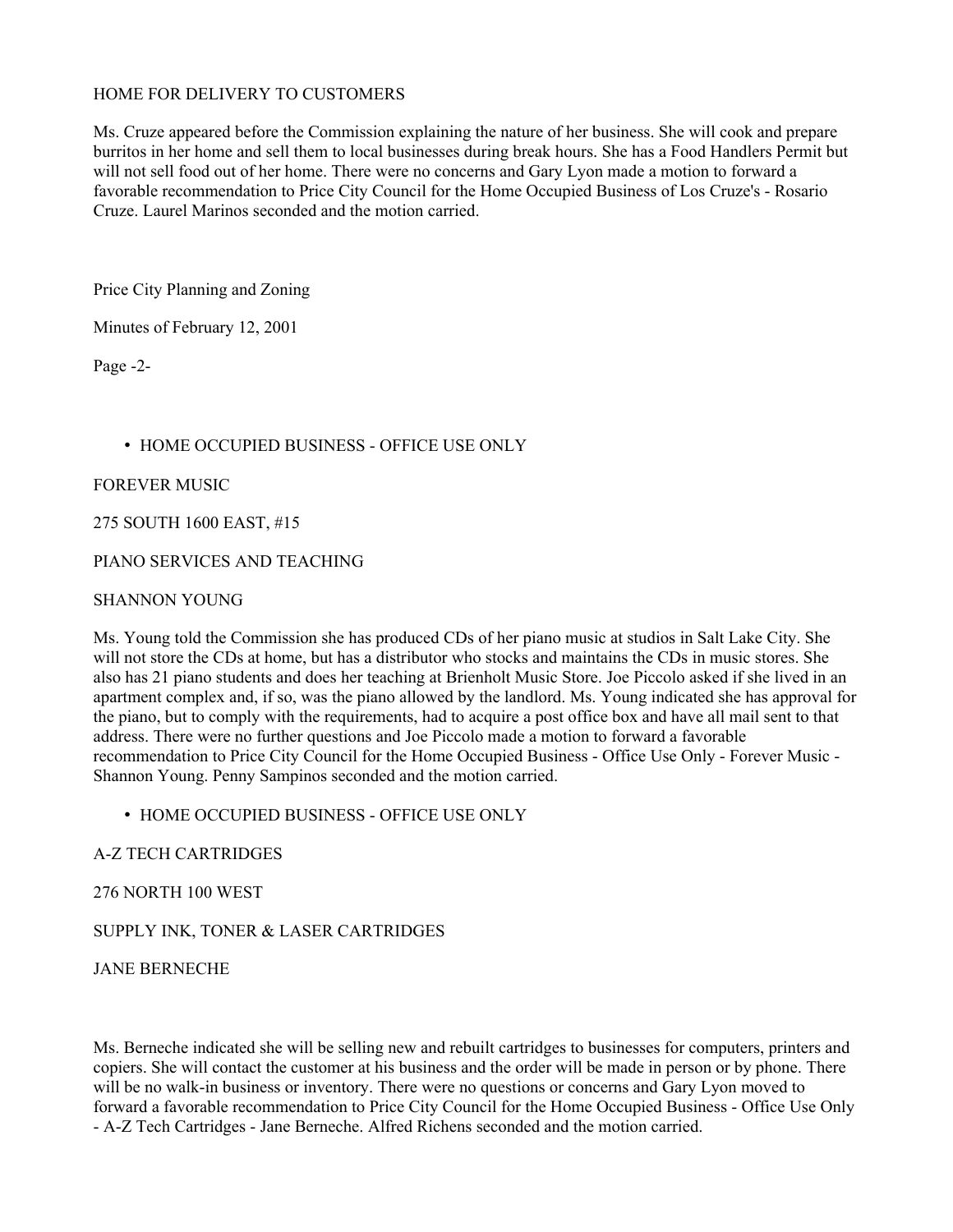HOME FOR DELIVERY TO CUSTOMERS

Ms. Cruze appeared before the Commission explaining the nature of her business. She will cook and prepare burritos in her home and sell them to local businesses during break hours. She has a Food Handlers Permit but will not sell food out of her home. There were no concerns and Gary Lyon made a motion to forward a favorable recommendation to Price City Council for the Home Occupied Business of Los Cruze's - Rosario Cruze. Laurel Marinos seconded and the motion carried.

Price City Planning and Zoning

Minutes of February 12, 2001

Page -2-

- HOME OCCUPIED BUSINESS - OFFICE USE ONLY

FOREVER MUSIC

275 SOUTH 1600 EAST, #15

PIANO SERVICES AND TEACHING

SHANNON YOUNG

Ms. Young told the Commission she has produced CDs of her piano music at studios in Salt Lake City. She will not store the CDs at home, but has a distributor who stocks and maintains the CDs in music stores. She also has 21 piano students and does her teaching at Brienholt Music Store. Joe Piccolo asked if she lived in an apartment complex and, if so, was the piano allowed by the landlord. Ms. Young indicated she has approval for the piano, but to comply with the requirements, had to acquire a post office box and have all mail sent to that address. There were no further questions and Joe Piccolo made a motion to forward a favorable recommendation to Price City Council for the Home Occupied Business - Office Use Only - Forever Music - Shannon Young. Penny Sampinos seconded and the motion carried.

- HOME OCCUPIED BUSINESS - OFFICE USE ONLY

A-Z TECH CARTRIDGES

276 NORTH 100 WEST

SUPPLY INK, TONER & LASER CARTRIDGES

JANE BERNECHE

Ms. Berneche indicated she will be selling new and rebuilt cartridges to businesses for computers, printers and copiers. She will contact the customer at his business and the order will be made in person or by phone. There will be no walk-in business or inventory. There were no questions or concerns and Gary Lyon moved to forward a favorable recommendation to Price City Council for the Home Occupied Business - Office Use Only - A-Z Tech Cartridges - Jane Berneche. Alfred Richens seconded and the motion carried.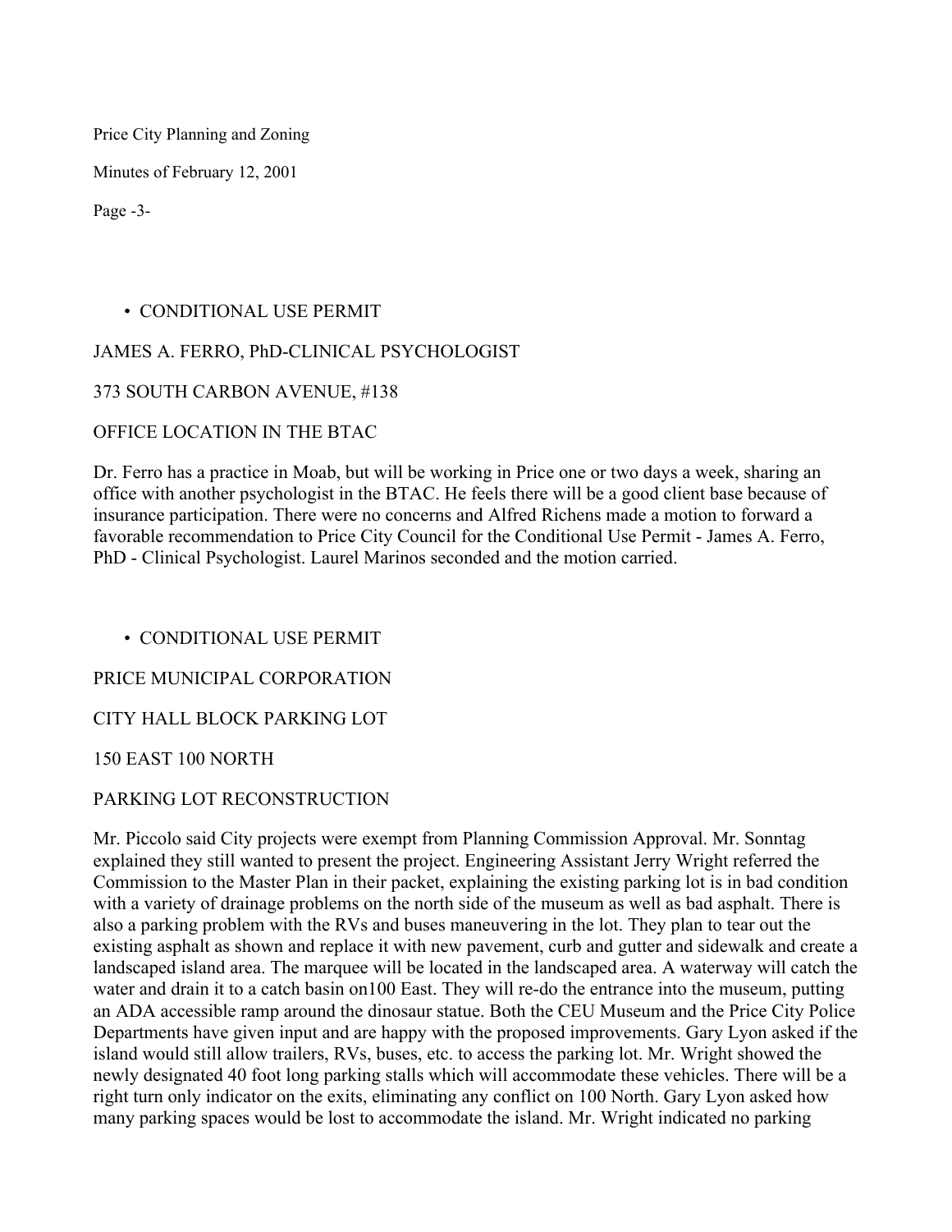- CONDITIONAL USE PERMIT

JAMES A. FERRO, PhD-CLINICAL PSYCHOLOGIST

373 SOUTH CARBON AVENUE, #138

OFFICE LOCATION IN THE BTAC

Dr. Ferro has a practice in Moab, but will be working in Price one or two days a week, sharing an office with another psychologist in the BTAC. He feels there will be a good client base because of insurance participation. There were no concerns and Alfred Richens made a motion to forward a favorable recommendation to Price City Council for the Conditional Use Permit - James A. Ferro, PhD - Clinical Psychologist. Laurel Marinos seconded and the motion carried.

- CONDITIONAL USE PERMIT

PRICE MUNICIPAL CORPORATION

CITY HALL BLOCK PARKING LOT

150 EAST 100 NORTH

PARKING LOT RECONSTRUCTION

Mr. Piccolo said City projects were exempt from Planning Commission Approval. Mr. Sonntag explained they still wanted to present the project. Engineering Assistant Jerry Wright referred the Commission to the Master Plan in their packet, explaining the existing parking lot is in bad condition with a variety of drainage problems on the north side of the museum as well as bad asphalt. There is also a parking problem with the RVs and buses maneuvering in the lot. They plan to tear out the existing asphalt as shown and replace it with new pavement, curb and gutter and sidewalk and create a landscaped island area. The marquee will be located in the landscaped area. A waterway will catch the water and drain it to a catch basin on100 East. They will re-do the entrance into the museum, putting an ADA accessible ramp around the dinosaur statue. Both the CEU Museum and the Price City Police Departments have given input and are happy with the proposed improvements. Gary Lyon asked if the island would still allow trailers, RVs, buses, etc. to access the parking lot. Mr. Wright showed the newly designated 40 foot long parking stalls which will accommodate these vehicles. There will be a right turn only indicator on the exits, eliminating any conflict on 100 North. Gary Lyon asked how many parking spaces would be lost to accommodate the island. Mr. Wright indicated no parking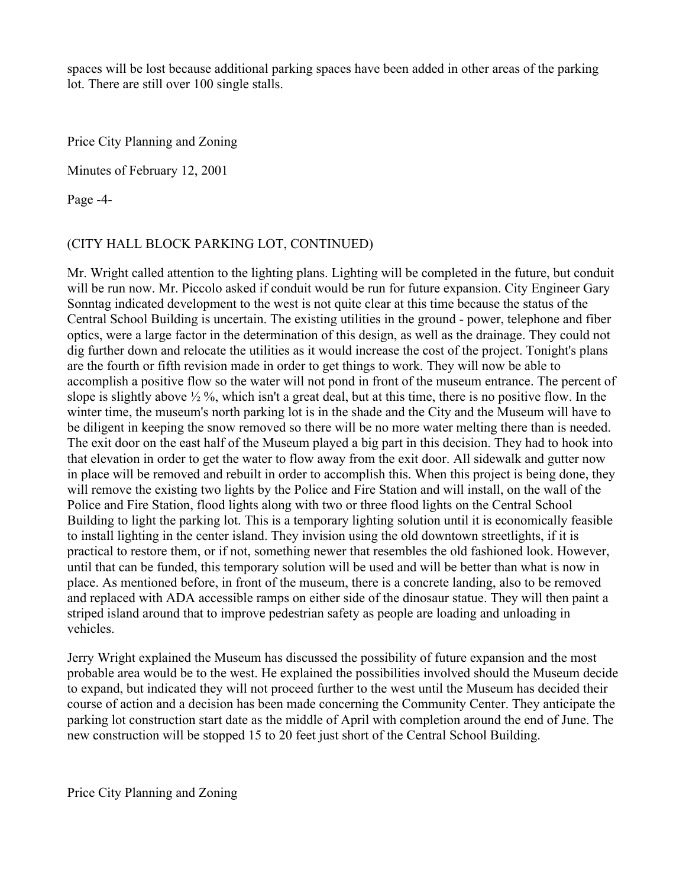spaces will be lost because additional parking spaces have been added in other areas of the parking lot. There are still over 100 single stalls.

(CITY HALL BLOCK PARKING LOT, CONTINUED)

Mr. Wright called attention to the lighting plans. Lighting will be completed in the future, but conduit will be run now. Mr. Piccolo asked if conduit would be run for future expansion. City Engineer Gary Sonntag indicated development to the west is not quite clear at this time because the status of the Central School Building is uncertain. The existing utilities in the ground - power, telephone and fiber optics, were a large factor in the determination of this design, as well as the drainage. They could not dig further down and relocate the utilities as it would increase the cost of the project. Tonight's plans are the fourth or fifth revision made in order to get things to work. They will now be able to accomplish a positive flow so the water will not pond in front of the museum entrance. The percent of slope is slightly above ½ %, which isn't a great deal, but at this time, there is no positive flow. In the winter time, the museum's north parking lot is in the shade and the City and the Museum will have to be diligent in keeping the snow removed so there will be no more water melting there than is needed. The exit door on the east half of the Museum played a big part in this decision. They had to hook into that elevation in order to get the water to flow away from the exit door. All sidewalk and gutter now in place will be removed and rebuilt in order to accomplish this. When this project is being done, they will remove the existing two lights by the Police and Fire Station and will install, on the wall of the Police and Fire Station, flood lights along with two or three flood lights on the Central School Building to light the parking lot. This is a temporary lighting solution until it is economically feasible to install lighting in the center island. They invision using the old downtown streetlights, if it is practical to restore them, or if not, something newer that resembles the old fashioned look. However, until that can be funded, this temporary solution will be used and will be better than what is now in place. As mentioned before, in front of the museum, there is a concrete landing, also to be removed and replaced with ADA accessible ramps on either side of the dinosaur statue. They will then paint a striped island around that to improve pedestrian safety as people are loading and unloading in vehicles.

Jerry Wright explained the Museum has discussed the possibility of future expansion and the most probable area would be to the west. He explained the possibilities involved should the Museum decide to expand, but indicated they will not proceed further to the west until the Museum has decided their course of action and a decision has been made concerning the Community Center. They anticipate the parking lot construction start date as the middle of April with completion around the end of June. The new construction will be stopped 15 to 20 feet just short of the Central School Building.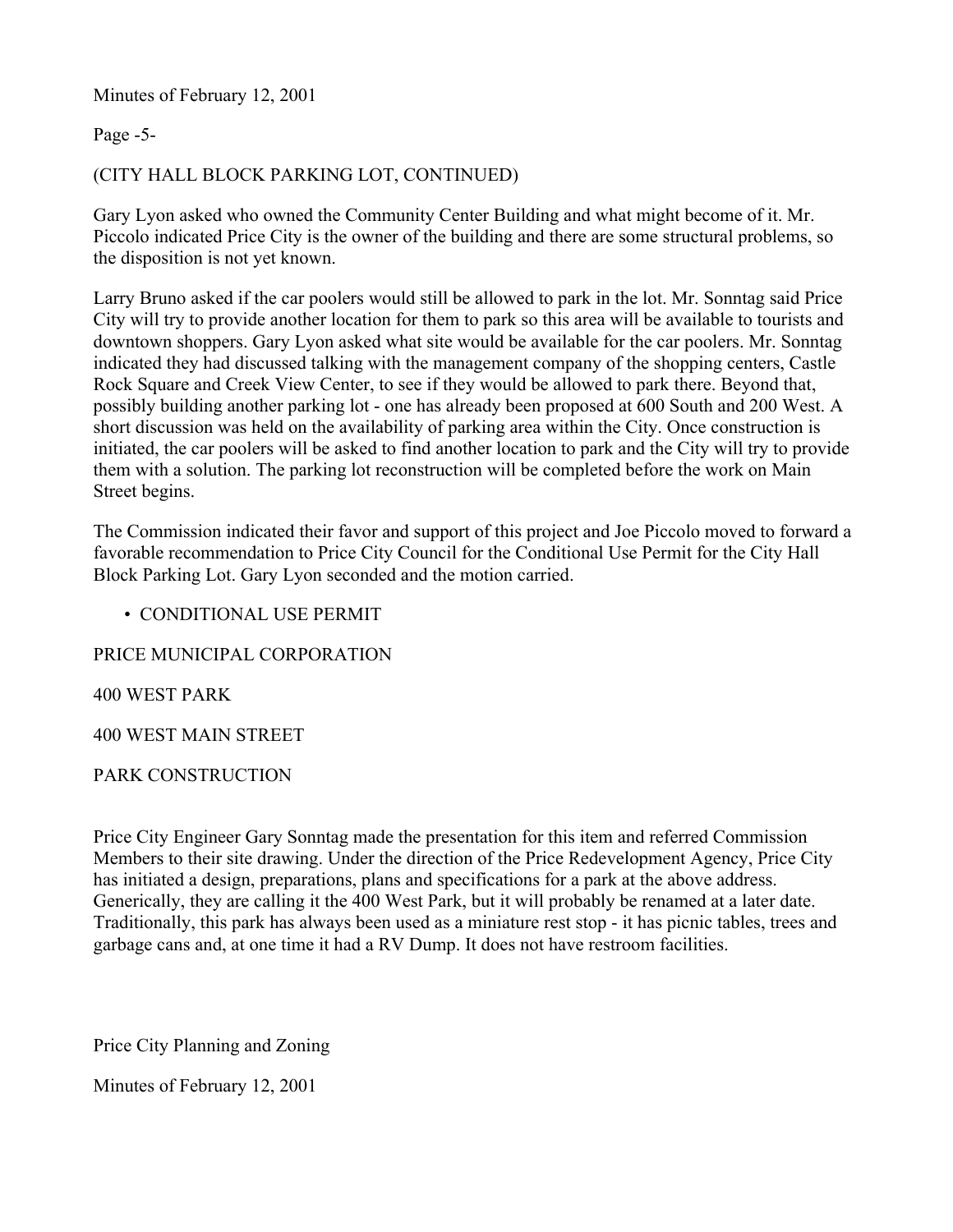(CITY HALL BLOCK PARKING LOT, CONTINUED)

Gary Lyon asked who owned the Community Center Building and what might become of it. Mr. Piccolo indicated Price City is the owner of the building and there are some structural problems, so the disposition is not yet known.

Larry Bruno asked if the car poolers would still be allowed to park in the lot. Mr. Sonntag said Price City will try to provide another location for them to park so this area will be available to tourists and downtown shoppers. Gary Lyon asked what site would be available for the car poolers. Mr. Sonntag indicated they had discussed talking with the management company of the shopping centers, Castle Rock Square and Creek View Center, to see if they would be allowed to park there. Beyond that, possibly building another parking lot - one has already been proposed at 600 South and 200 West. A short discussion was held on the availability of parking area within the City. Once construction is initiated, the car poolers will be asked to find another location to park and the City will try to provide them with a solution. The parking lot reconstruction will be completed before the work on Main Street begins.

The Commission indicated their favor and support of this project and Joe Piccolo moved to forward a favorable recommendation to Price City Council for the Conditional Use Permit for the City Hall Block Parking Lot. Gary Lyon seconded and the motion carried.

- CONDITIONAL USE PERMIT

PRICE MUNICIPAL CORPORATION

400 WEST PARK

400 WEST MAIN STREET

PARK CONSTRUCTION

Price City Engineer Gary Sonntag made the presentation for this item and referred Commission Members to their site drawing. Under the direction of the Price Redevelopment Agency, Price City has initiated a design, preparations, plans and specifications for a park at the above address. Generically, they are calling it the 400 West Park, but it will probably be renamed at a later date. Traditionally, this park has always been used as a miniature rest stop - it has picnic tables, trees and garbage cans and, at one time it had a RV Dump. It does not have restroom facilities.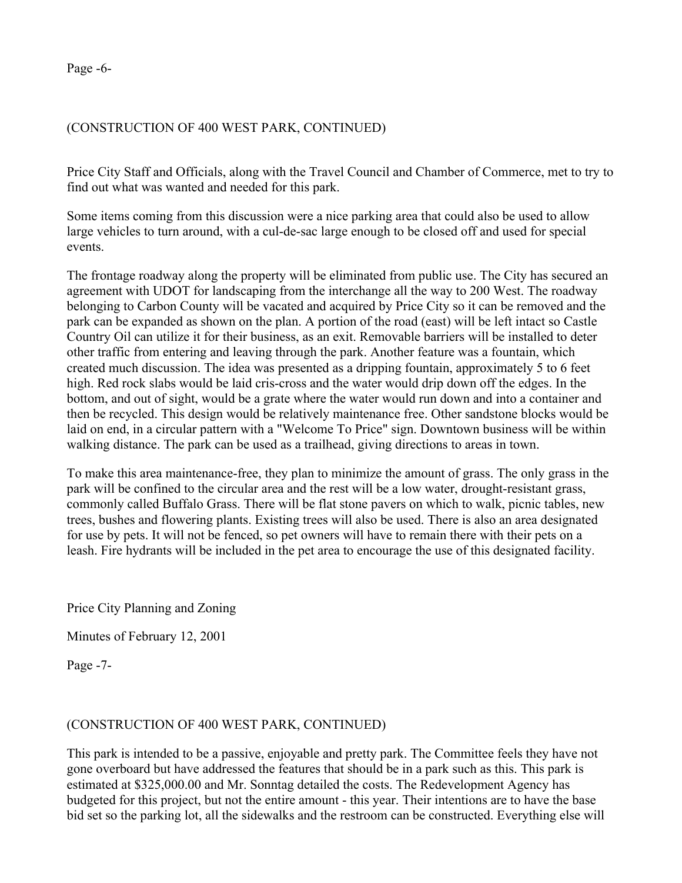(CONSTRUCTION OF 400 WEST PARK, CONTINUED)

Price City Staff and Officials, along with the Travel Council and Chamber of Commerce, met to try to find out what was wanted and needed for this park.

Some items coming from this discussion were a nice parking area that could also be used to allow large vehicles to turn around, with a cul-de-sac large enough to be closed off and used for special events.

The frontage roadway along the property will be eliminated from public use. The City has secured an agreement with UDOT for landscaping from the interchange all the way to 200 West. The roadway belonging to Carbon County will be vacated and acquired by Price City so it can be removed and the park can be expanded as shown on the plan. A portion of the road (east) will be left intact so Castle Country Oil can utilize it for their business, as an exit. Removable barriers will be installed to deter other traffic from entering and leaving through the park. Another feature was a fountain, which created much discussion. The idea was presented as a dripping fountain, approximately 5 to 6 feet high. Red rock slabs would be laid cris-cross and the water would drip down off the edges. In the bottom, and out of sight, would be a grate where the water would run down and into a container and then be recycled. This design would be relatively maintenance free. Other sandstone blocks would be laid on end, in a circular pattern with a "Welcome To Price" sign. Downtown business will be within walking distance. The park can be used as a trailhead, giving directions to areas in town.

To make this area maintenance-free, they plan to minimize the amount of grass. The only grass in the park will be confined to the circular area and the rest will be a low water, drought-resistant grass, commonly called Buffalo Grass. There will be flat stone pavers on which to walk, picnic tables, new trees, bushes and flowering plants. Existing trees will also be used. There is also an area designated for use by pets. It will not be fenced, so pet owners will have to remain there with their pets on a leash. Fire hydrants will be included in the pet area to encourage the use of this designated facility.

(CONSTRUCTION OF 400 WEST PARK, CONTINUED)

This park is intended to be a passive, enjoyable and pretty park. The Committee feels they have not gone overboard but have addressed the features that should be in a park such as this. This park is estimated at $325,000.00 and Mr. Sonntag detailed the costs. The Redevelopment Agency has budgeted for this project, but not the entire amount - this year. Their intentions are to have the base bid set so the parking lot, all the sidewalks and the restroom can be constructed. Everything else will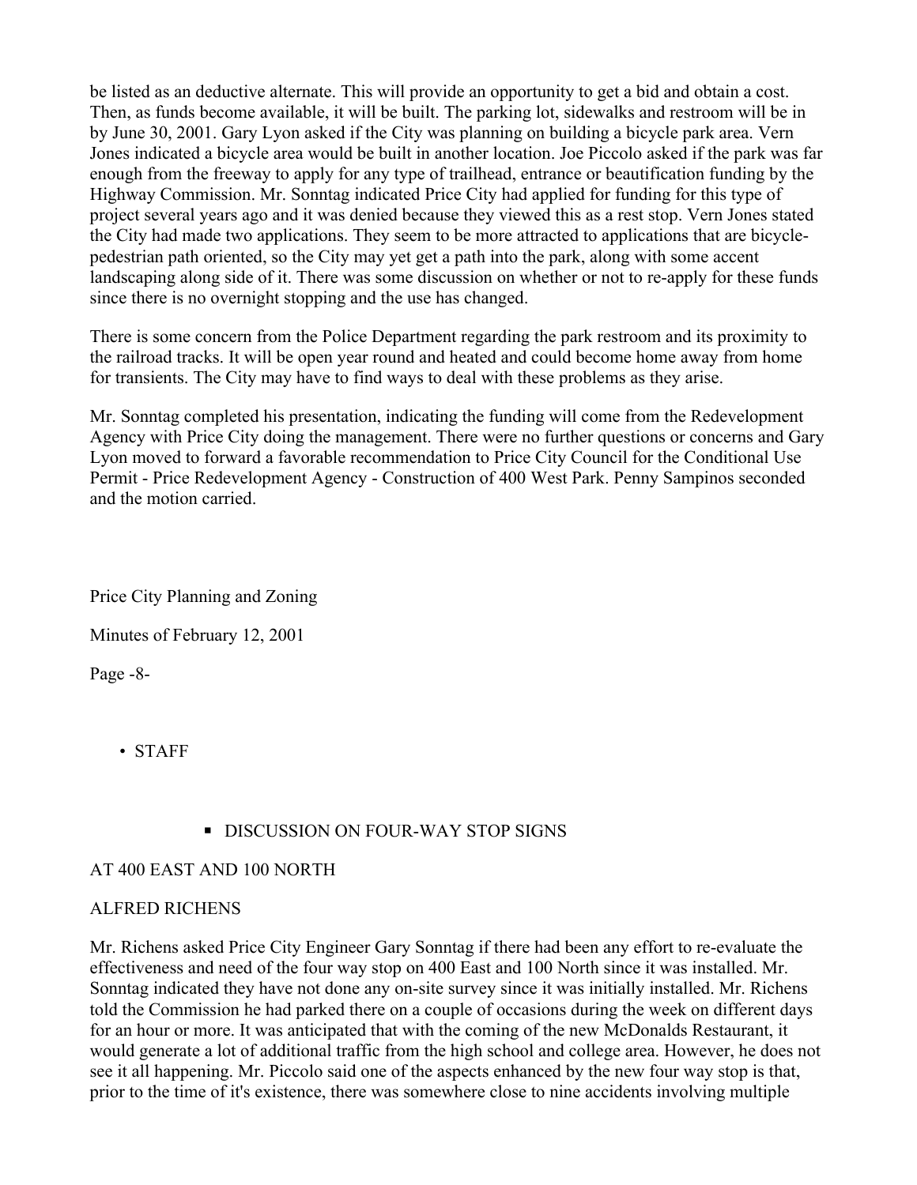be listed as an deductive alternate. This will provide an opportunity to get a bid and obtain a cost. Then, as funds become available, it will be built. The parking lot, sidewalks and restroom will be in by June 30, 2001. Gary Lyon asked if the City was planning on building a bicycle park area. Vern Jones indicated a bicycle area would be built in another location. Joe Piccolo asked if the park was far enough from the freeway to apply for any type of trailhead, entrance or beautification funding by the Highway Commission. Mr. Sonntag indicated Price City had applied for funding for this type of project several years ago and it was denied because they viewed this as a rest stop. Vern Jones stated the City had made two applications. They seem to be more attracted to applications that are bicycle-pedestrian path oriented, so the City may yet get a path into the park, along with some accent landscaping along side of it. There was some discussion on whether or not to re-apply for these funds since there is no overnight stopping and the use has changed.

There is some concern from the Police Department regarding the park restroom and its proximity to the railroad tracks. It will be open year round and heated and could become home away from home for transients. The City may have to find ways to deal with these problems as they arise.

Mr. Sonntag completed his presentation, indicating the funding will come from the Redevelopment Agency with Price City doing the management. There were no further questions or concerns and Gary Lyon moved to forward a favorable recommendation to Price City Council for the Conditional Use Permit - Price Redevelopment Agency - Construction of 400 West Park. Penny Sampinos seconded and the motion carried.

- STAFF

  - DISCUSSION ON FOUR-WAY STOP SIGNS

AT 400 EAST AND 100 NORTH

ALFRED RICHENS

Mr. Richens asked Price City Engineer Gary Sonntag if there had been any effort to re-evaluate the effectiveness and need of the four way stop on 400 East and 100 North since it was installed. Mr. Sonntag indicated they have not done any on-site survey since it was initially installed. Mr. Richens told the Commission he had parked there on a couple of occasions during the week on different days for an hour or more. It was anticipated that with the coming of the new McDonalds Restaurant, it would generate a lot of additional traffic from the high school and college area. However, he does not see it all happening. Mr. Piccolo said one of the aspects enhanced by the new four way stop is that, prior to the time of it's existence, there was somewhere close to nine accidents involving multiple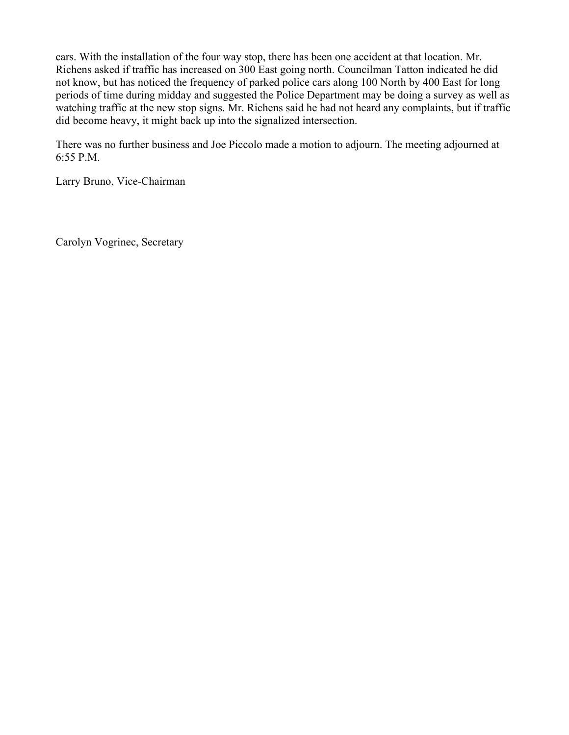cars. With the installation of the four way stop, there has been one accident at that location. Mr. Richens asked if traffic has increased on 300 East going north. Councilman Tatton indicated he did not know, but has noticed the frequency of parked police cars along 100 North by 400 East for long periods of time during midday and suggested the Police Department may be doing a survey as well as watching traffic at the new stop signs. Mr. Richens said he had not heard any complaints, but if traffic did become heavy, it might back up into the signalized intersection.

There was no further business and Joe Piccolo made a motion to adjourn. The meeting adjourned at 6:55 P.M.

Larry Bruno, Vice-Chairman

Carolyn Vogrinec, Secretary